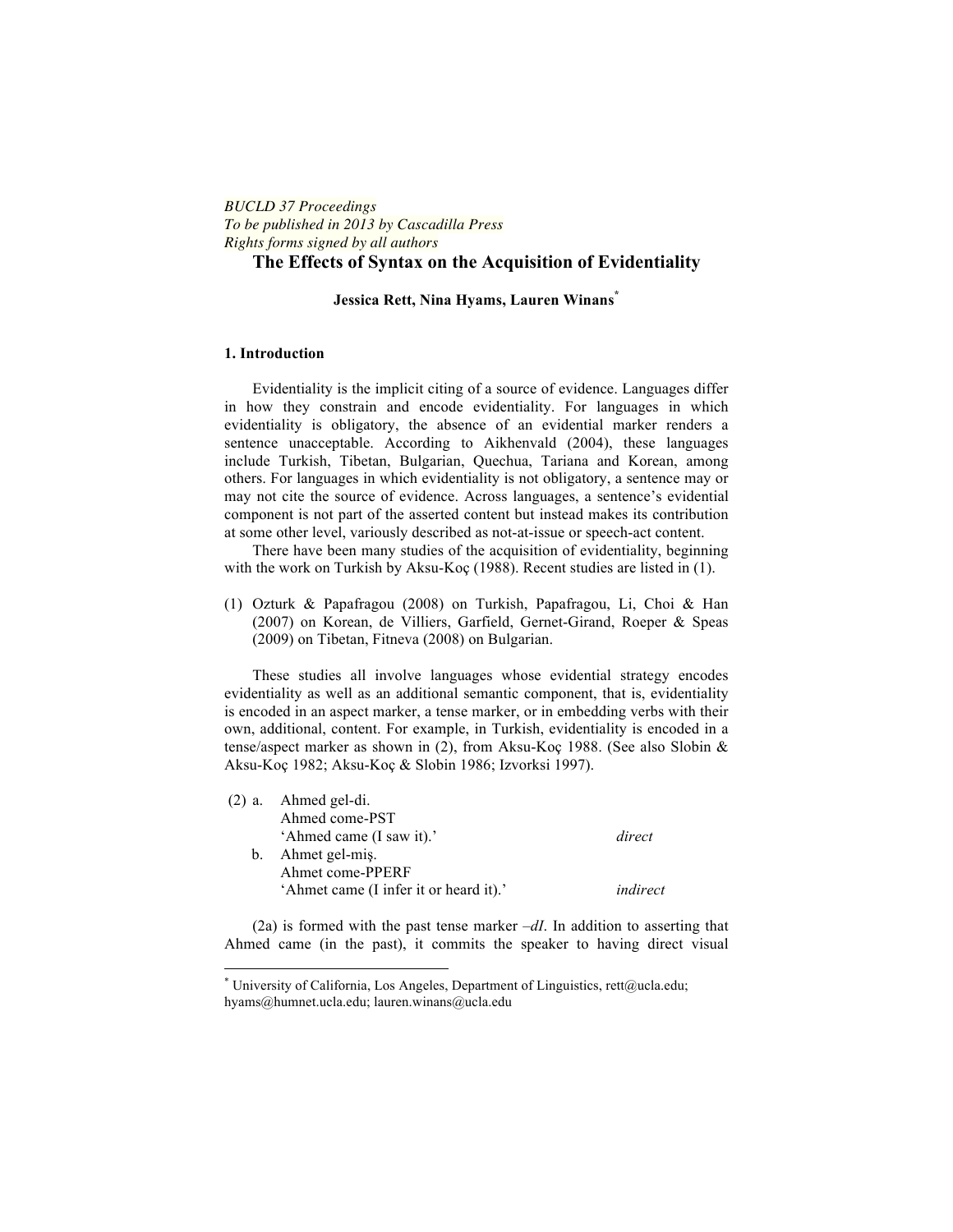*BUCLD 37 Proceedings*
*To be published in 2013 by Cascadilla Press*
*Rights forms signed by all authors*

# The Effects of Syntax on the Acquisition of Evidentiality

**Jessica Rett, Nina Hyams, Lauren Winans**[*]

## 1. Introduction

Evidentiality is the implicit citing of a source of evidence. Languages differ in how they constrain and encode evidentiality. For languages in which evidentiality is obligatory, the absence of an evidential marker renders a sentence unacceptable. According to Aikhenvald (2004), these languages include Turkish, Tibetan, Bulgarian, Quechua, Tariana and Korean, among others. For languages in which evidentiality is not obligatory, a sentence may or may not cite the source of evidence. Across languages, a sentence's evidential component is not part of the asserted content but instead makes its contribution at some other level, variously described as not-at-issue or speech-act content.

There have been many studies of the acquisition of evidentiality, beginning with the work on Turkish by Aksu-Koç (1988). Recent studies are listed in (1).

(1) Ozturk & Papafragou (2008) on Turkish, Papafragou, Li, Choi & Han (2007) on Korean, de Villiers, Garfield, Gernet-Girand, Roeper & Speas (2009) on Tibetan, Fitneva (2008) on Bulgarian.

These studies all involve languages whose evidential strategy encodes evidentiality as well as an additional semantic component, that is, evidentiality is encoded in an aspect marker, a tense marker, or in embedding verbs with their own, additional, content. For example, in Turkish, evidentiality is encoded in a tense/aspect marker as shown in (2), from Aksu-Koç 1988. (See also Slobin & Aksu-Koç 1982; Aksu-Koç & Slobin 1986; Izvorksi 1997).

(2) a. Ahmed gel-di.
    Ahmed come-PST
    'Ahmed came (I saw it).' *direct*

b. Ahmet gel-miş.
    Ahmet come-PPERF
    'Ahmet came (I infer it or heard it).' *indirect*

(2a) is formed with the past tense marker *–dI*. In addition to asserting that Ahmed came (in the past), it commits the speaker to having direct visual

---

[*] University of California, Los Angeles, Department of Linguistics, rett@ucla.edu; hyams@humnet.ucla.edu; lauren.winans@ucla.edu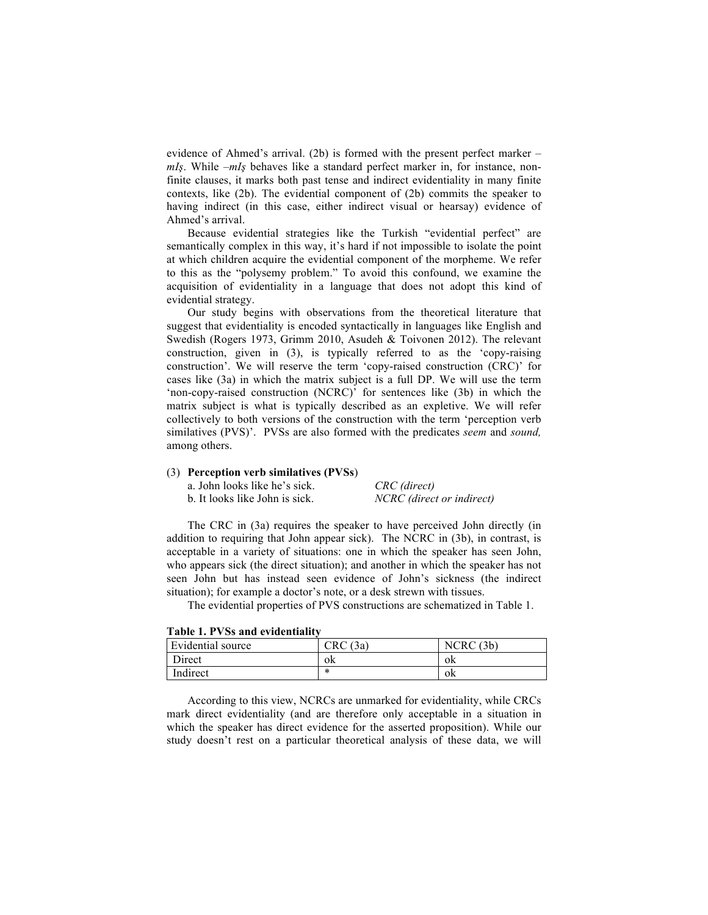evidence of Ahmed's arrival. (2b) is formed with the present perfect marker –*mIş*. While –*mIş* behaves like a standard perfect marker in, for instance, non-finite clauses, it marks both past tense and indirect evidentiality in many finite contexts, like (2b). The evidential component of (2b) commits the speaker to having indirect (in this case, either indirect visual or hearsay) evidence of Ahmed's arrival.

Because evidential strategies like the Turkish "evidential perfect" are semantically complex in this way, it's hard if not impossible to isolate the point at which children acquire the evidential component of the morpheme. We refer to this as the "polysemy problem." To avoid this confound, we examine the acquisition of evidentiality in a language that does not adopt this kind of evidential strategy.

Our study begins with observations from the theoretical literature that suggest that evidentiality is encoded syntactically in languages like English and Swedish (Rogers 1973, Grimm 2010, Asudeh & Toivonen 2012). The relevant construction, given in (3), is typically referred to as the 'copy-raising construction'. We will reserve the term 'copy-raised construction (CRC)' for cases like (3a) in which the matrix subject is a full DP. We will use the term 'non-copy-raised construction (NCRC)' for sentences like (3b) in which the matrix subject is what is typically described as an expletive. We will refer collectively to both versions of the construction with the term 'perception verb similatives (PVS)'. PVSs are also formed with the predicates *seem* and *sound,* among others.

(3) **Perception verb similatives (PVSs)**
   a. John looks like he's sick. &nbsp;&nbsp;&nbsp;&nbsp;&nbsp;&nbsp; *CRC (direct)*
   b. It looks like John is sick. &nbsp;&nbsp;&nbsp;&nbsp;&nbsp;&nbsp; *NCRC (direct or indirect)*

The CRC in (3a) requires the speaker to have perceived John directly (in addition to requiring that John appear sick). The NCRC in (3b), in contrast, is acceptable in a variety of situations: one in which the speaker has seen John, who appears sick (the direct situation); and another in which the speaker has not seen John but has instead seen evidence of John's sickness (the indirect situation); for example a doctor's note, or a desk strewn with tissues.

The evidential properties of PVS constructions are schematized in Table 1.

**Table 1. PVSs and evidentiality**

| Evidential source | CRC (3a) | NCRC (3b) |
|---|---|---|
| Direct | ok | ok |
| Indirect | * | ok |

According to this view, NCRCs are unmarked for evidentiality, while CRCs mark direct evidentiality (and are therefore only acceptable in a situation in which the speaker has direct evidence for the asserted proposition). While our study doesn't rest on a particular theoretical analysis of these data, we will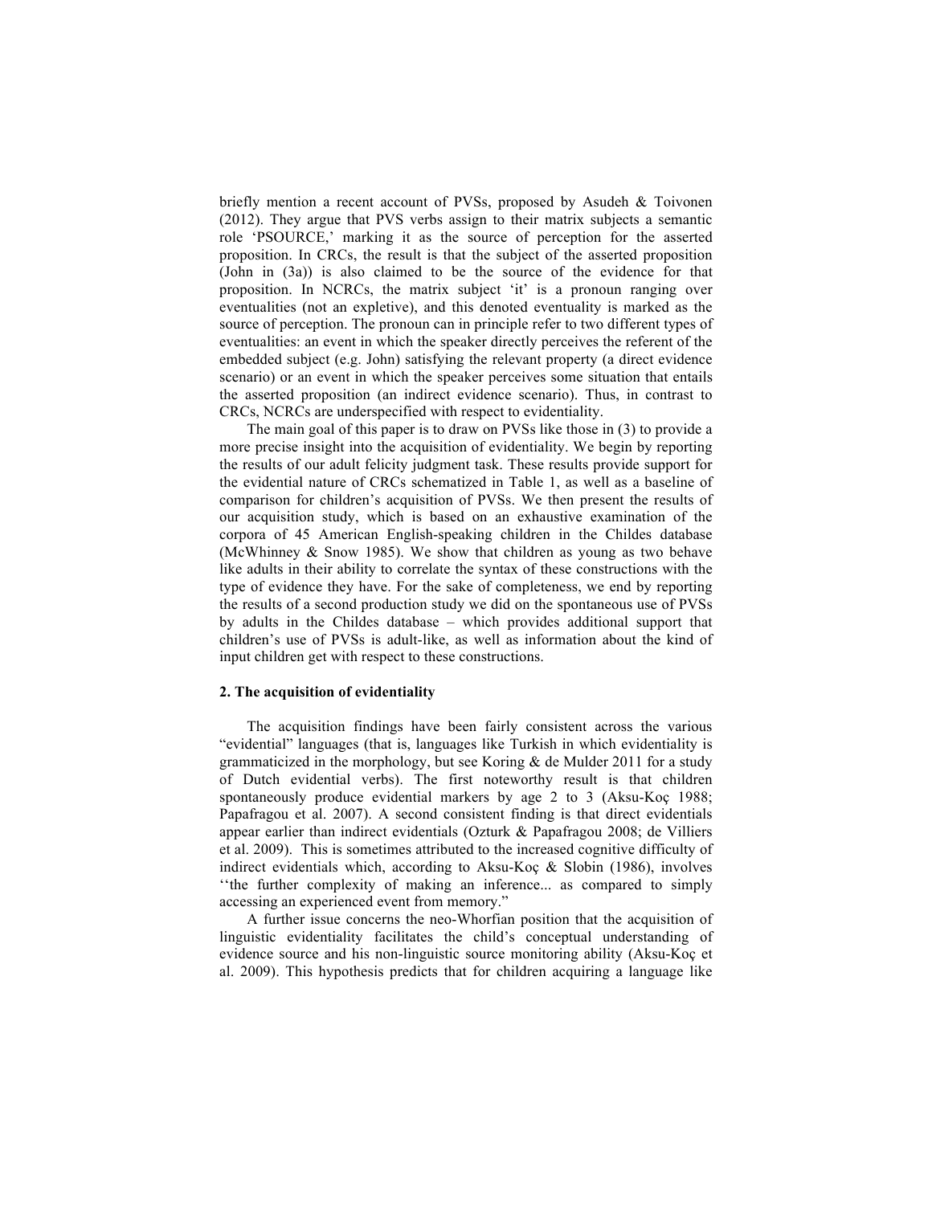briefly mention a recent account of PVSs, proposed by Asudeh & Toivonen (2012). They argue that PVS verbs assign to their matrix subjects a semantic role 'PSOURCE,' marking it as the source of perception for the asserted proposition. In CRCs, the result is that the subject of the asserted proposition (John in (3a)) is also claimed to be the source of the evidence for that proposition. In NCRCs, the matrix subject 'it' is a pronoun ranging over eventualities (not an expletive), and this denoted eventuality is marked as the source of perception. The pronoun can in principle refer to two different types of eventualities: an event in which the speaker directly perceives the referent of the embedded subject (e.g. John) satisfying the relevant property (a direct evidence scenario) or an event in which the speaker perceives some situation that entails the asserted proposition (an indirect evidence scenario). Thus, in contrast to CRCs, NCRCs are underspecified with respect to evidentiality.

The main goal of this paper is to draw on PVSs like those in (3) to provide a more precise insight into the acquisition of evidentiality. We begin by reporting the results of our adult felicity judgment task. These results provide support for the evidential nature of CRCs schematized in Table 1, as well as a baseline of comparison for children's acquisition of PVSs. We then present the results of our acquisition study, which is based on an exhaustive examination of the corpora of 45 American English-speaking children in the Childes database (McWhinney & Snow 1985). We show that children as young as two behave like adults in their ability to correlate the syntax of these constructions with the type of evidence they have. For the sake of completeness, we end by reporting the results of a second production study we did on the spontaneous use of PVSs by adults in the Childes database – which provides additional support that children's use of PVSs is adult-like, as well as information about the kind of input children get with respect to these constructions.

## 2. The acquisition of evidentiality

The acquisition findings have been fairly consistent across the various "evidential" languages (that is, languages like Turkish in which evidentiality is grammaticized in the morphology, but see Koring & de Mulder 2011 for a study of Dutch evidential verbs). The first noteworthy result is that children spontaneously produce evidential markers by age 2 to 3 (Aksu-Koç 1988; Papafragou et al. 2007). A second consistent finding is that direct evidentials appear earlier than indirect evidentials (Ozturk & Papafragou 2008; de Villiers et al. 2009). This is sometimes attributed to the increased cognitive difficulty of indirect evidentials which, according to Aksu-Koç & Slobin (1986), involves ''the further complexity of making an inference... as compared to simply accessing an experienced event from memory."

A further issue concerns the neo-Whorfian position that the acquisition of linguistic evidentiality facilitates the child's conceptual understanding of evidence source and his non-linguistic source monitoring ability (Aksu-Koç et al. 2009). This hypothesis predicts that for children acquiring a language like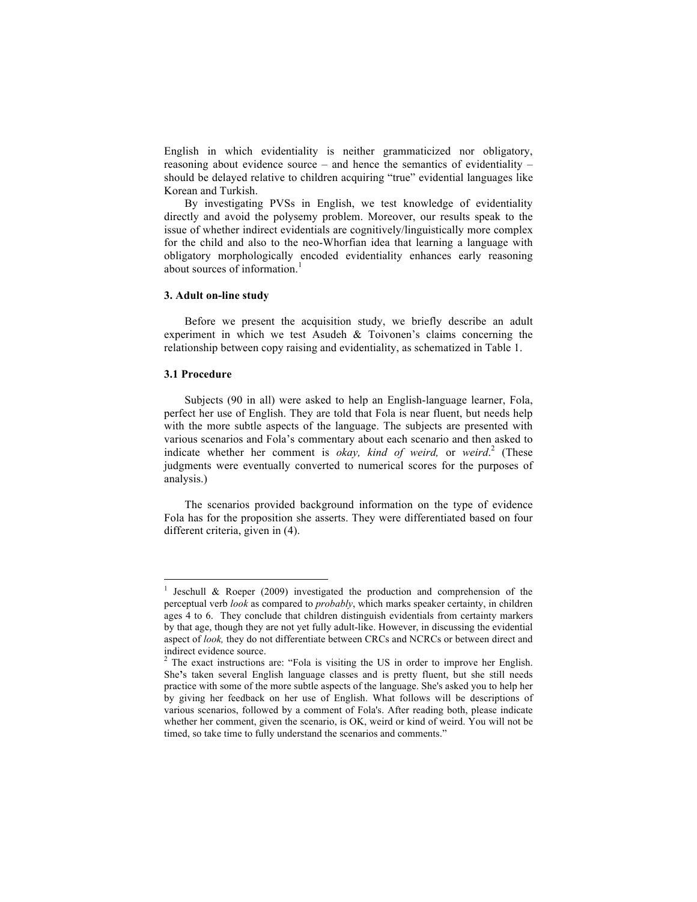English in which evidentiality is neither grammaticized nor obligatory, reasoning about evidence source – and hence the semantics of evidentiality – should be delayed relative to children acquiring "true" evidential languages like Korean and Turkish.

By investigating PVSs in English, we test knowledge of evidentiality directly and avoid the polysemy problem. Moreover, our results speak to the issue of whether indirect evidentials are cognitively/linguistically more complex for the child and also to the neo-Whorfian idea that learning a language with obligatory morphologically encoded evidentiality enhances early reasoning about sources of information.[1]

### 3. Adult on-line study

Before we present the acquisition study, we briefly describe an adult experiment in which we test Asudeh & Toivonen's claims concerning the relationship between copy raising and evidentiality, as schematized in Table 1.

### 3.1 Procedure

Subjects (90 in all) were asked to help an English-language learner, Fola, perfect her use of English. They are told that Fola is near fluent, but needs help with the more subtle aspects of the language. The subjects are presented with various scenarios and Fola's commentary about each scenario and then asked to indicate whether her comment is *okay, kind of weird,* or *weird*.[2] (These judgments were eventually converted to numerical scores for the purposes of analysis.)

The scenarios provided background information on the type of evidence Fola has for the proposition she asserts. They were differentiated based on four different criteria, given in (4).

---

[1] Jeschull & Roeper (2009) investigated the production and comprehension of the perceptual verb *look* as compared to *probably*, which marks speaker certainty, in children ages 4 to 6. They conclude that children distinguish evidentials from certainty markers by that age, though they are not yet fully adult-like. However, in discussing the evidential aspect of *look,* they do not differentiate between CRCs and NCRCs or between direct and indirect evidence source.

[2] The exact instructions are: "Fola is visiting the US in order to improve her English. She's taken several English language classes and is pretty fluent, but she still needs practice with some of the more subtle aspects of the language. She's asked you to help her by giving her feedback on her use of English. What follows will be descriptions of various scenarios, followed by a comment of Fola's. After reading both, please indicate whether her comment, given the scenario, is OK, weird or kind of weird. You will not be timed, so take time to fully understand the scenarios and comments."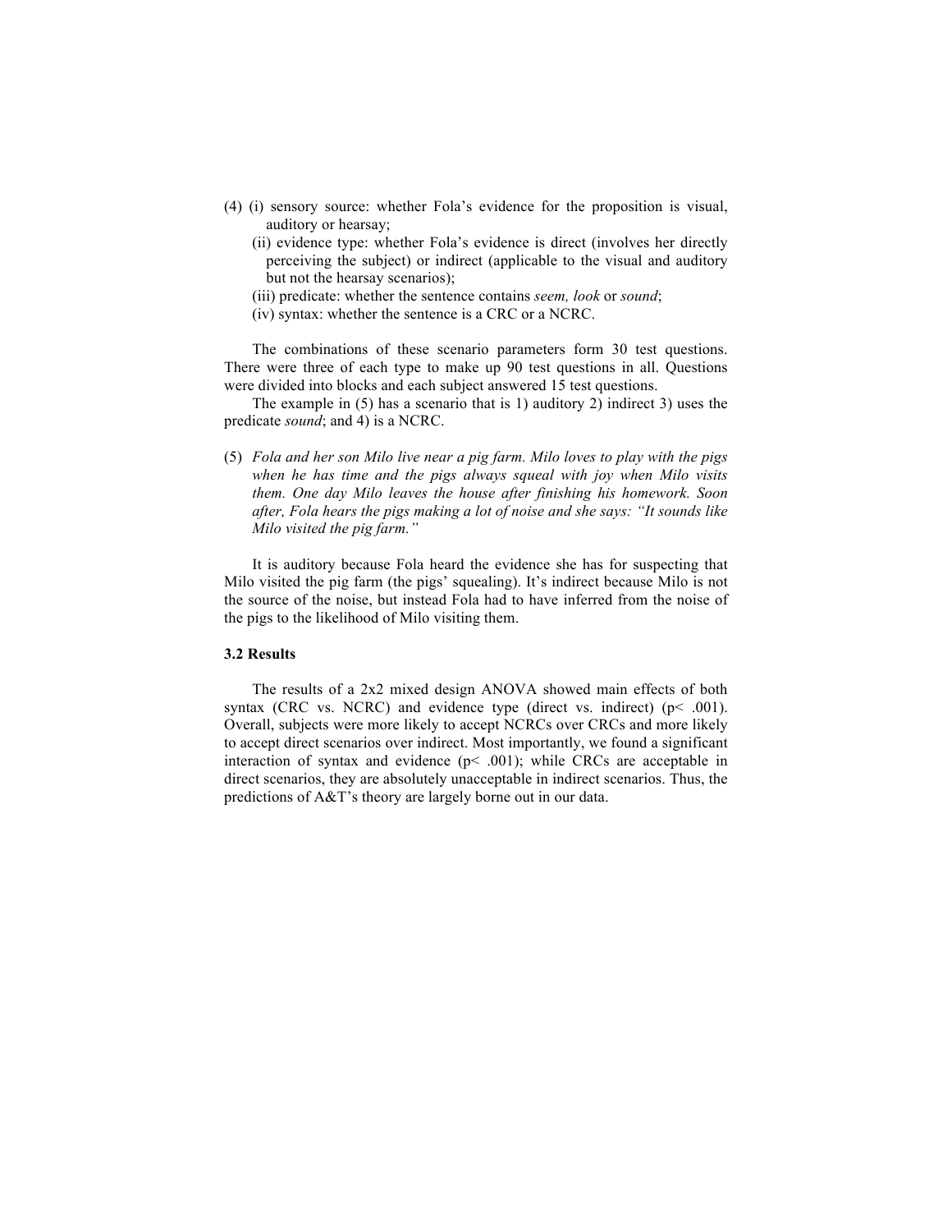(4) (i) sensory source: whether Fola's evidence for the proposition is visual, auditory or hearsay;
    (ii) evidence type: whether Fola's evidence is direct (involves her directly perceiving the subject) or indirect (applicable to the visual and auditory but not the hearsay scenarios);
    (iii) predicate: whether the sentence contains *seem, look* or *sound*;
    (iv) syntax: whether the sentence is a CRC or a NCRC.

The combinations of these scenario parameters form 30 test questions. There were three of each type to make up 90 test questions in all. Questions were divided into blocks and each subject answered 15 test questions.

The example in (5) has a scenario that is 1) auditory 2) indirect 3) uses the predicate *sound*; and 4) is a NCRC.

(5) *Fola and her son Milo live near a pig farm. Milo loves to play with the pigs when he has time and the pigs always squeal with joy when Milo visits them. One day Milo leaves the house after finishing his homework. Soon after, Fola hears the pigs making a lot of noise and she says: "It sounds like Milo visited the pig farm."*

It is auditory because Fola heard the evidence she has for suspecting that Milo visited the pig farm (the pigs' squealing). It's indirect because Milo is not the source of the noise, but instead Fola had to have inferred from the noise of the pigs to the likelihood of Milo visiting them.

### 3.2 Results

The results of a 2x2 mixed design ANOVA showed main effects of both syntax (CRC vs. NCRC) and evidence type (direct vs. indirect) ($p < .001$). Overall, subjects were more likely to accept NCRCs over CRCs and more likely to accept direct scenarios over indirect. Most importantly, we found a significant interaction of syntax and evidence ($p < .001$); while CRCs are acceptable in direct scenarios, they are absolutely unacceptable in indirect scenarios. Thus, the predictions of A&T's theory are largely borne out in our data.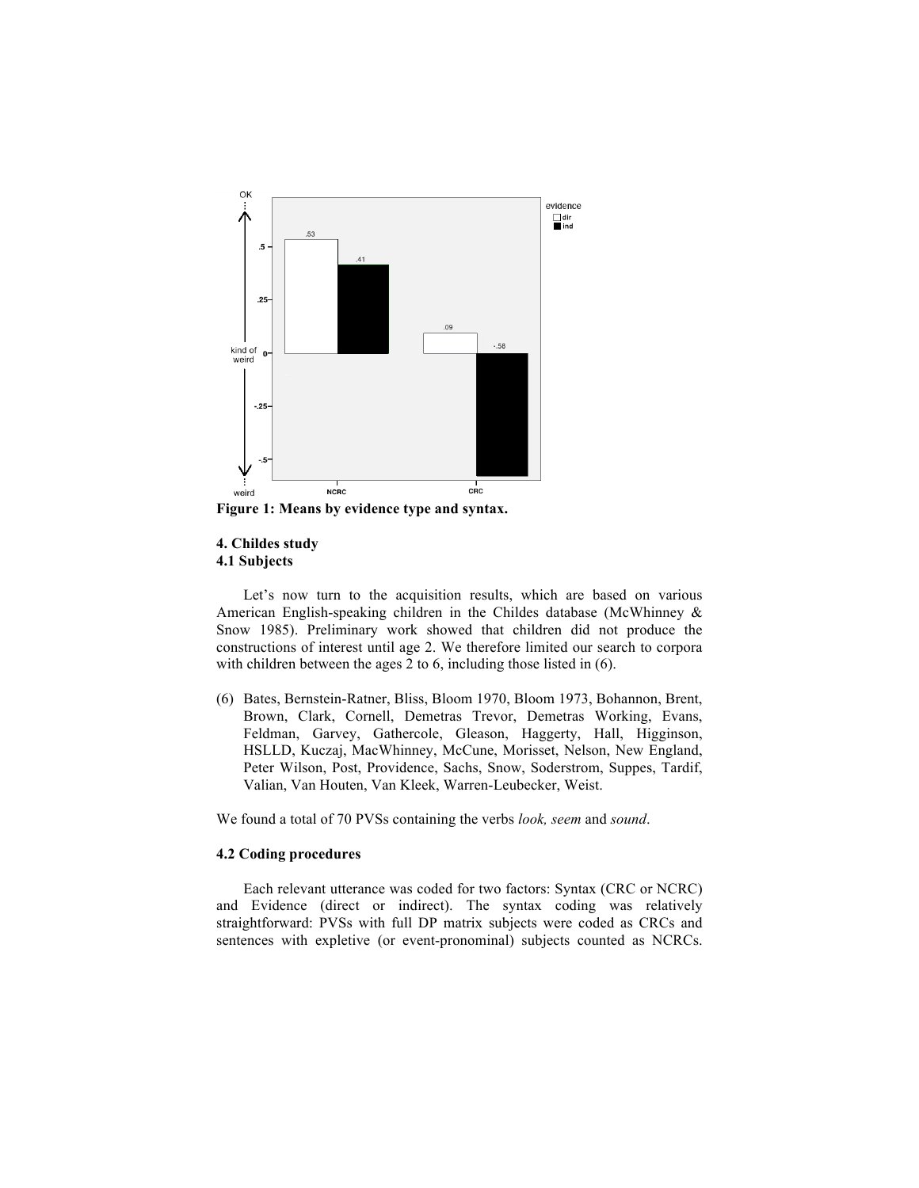**Figure 1: Means by evidence type and syntax.**

### 4. Childes study

#### 4.1 Subjects

Let's now turn to the acquisition results, which are based on various American English-speaking children in the Childes database (McWhinney & Snow 1985). Preliminary work showed that children did not produce the constructions of interest until age 2. We therefore limited our search to corpora with children between the ages 2 to 6, including those listed in (6).

(6) Bates, Bernstein-Ratner, Bliss, Bloom 1970, Bloom 1973, Bohannon, Brent, Brown, Clark, Cornell, Demetras Trevor, Demetras Working, Evans, Feldman, Garvey, Gathercole, Gleason, Haggerty, Hall, Higginson, HSLLD, Kuczaj, MacWhinney, McCune, Morisset, Nelson, New England, Peter Wilson, Post, Providence, Sachs, Snow, Soderstrom, Suppes, Tardif, Valian, Van Houten, Van Kleek, Warren-Leubecker, Weist.

We found a total of 70 PVSs containing the verbs *look, seem* and *sound*.

#### 4.2 Coding procedures

Each relevant utterance was coded for two factors: Syntax (CRC or NCRC) and Evidence (direct or indirect). The syntax coding was relatively straightforward: PVSs with full DP matrix subjects were coded as CRCs and sentences with expletive (or event-pronominal) subjects counted as NCRCs.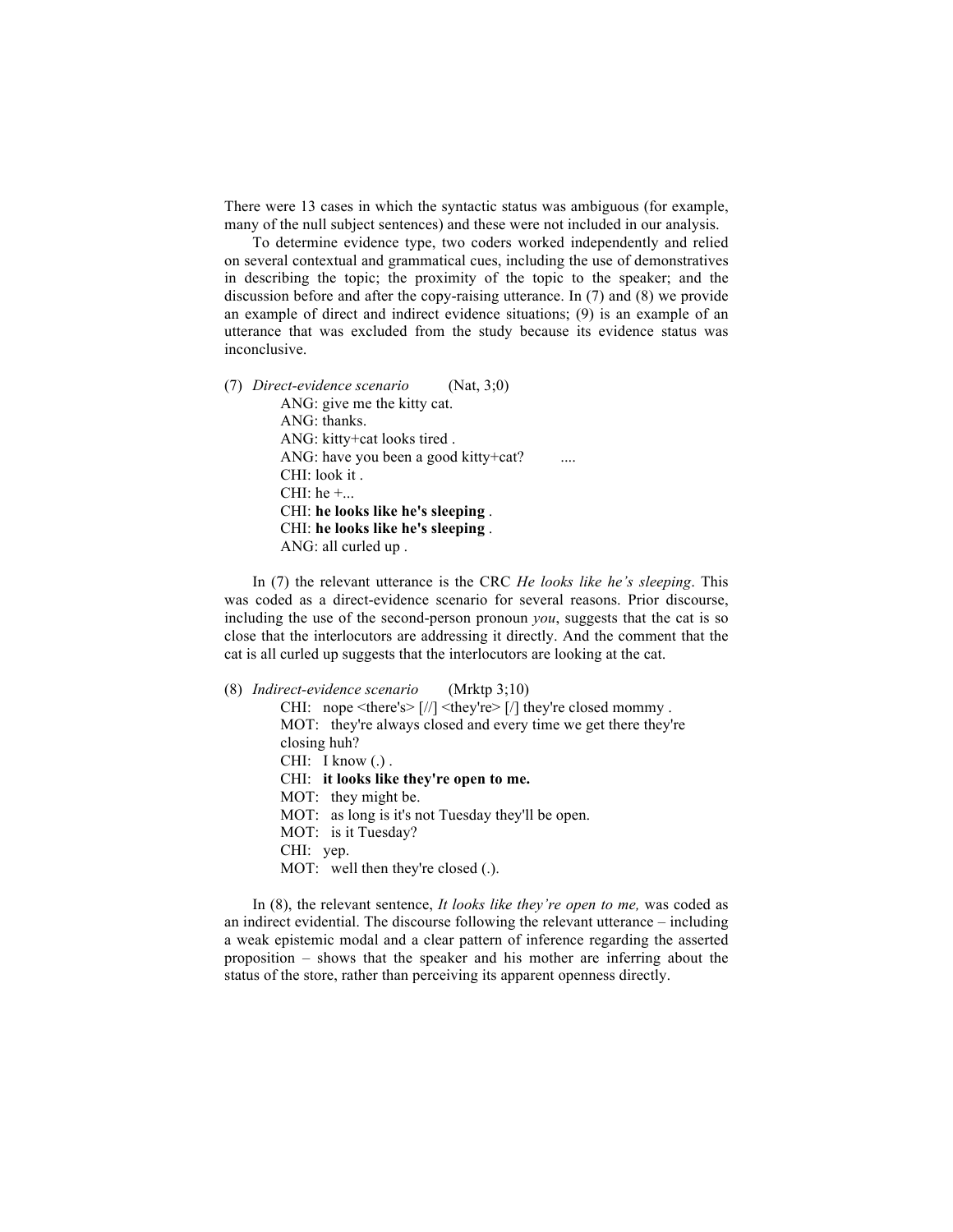There were 13 cases in which the syntactic status was ambiguous (for example, many of the null subject sentences) and these were not included in our analysis.

To determine evidence type, two coders worked independently and relied on several contextual and grammatical cues, including the use of demonstratives in describing the topic; the proximity of the topic to the speaker; and the discussion before and after the copy-raising utterance. In (7) and (8) we provide an example of direct and indirect evidence situations; (9) is an example of an utterance that was excluded from the study because its evidence status was inconclusive.

(7) *Direct-evidence scenario* (Nat, 3;0)

> ANG: give me the kitty cat.
> ANG: thanks.
> ANG: kitty+cat looks tired .
> ANG: have you been a good kitty+cat? ....
> CHI: look it .
> CHI: he +...
> CHI: **he looks like he's sleeping** .
> CHI: **he looks like he's sleeping** .
> ANG: all curled up .

In (7) the relevant utterance is the CRC *He looks like he's sleeping*. This was coded as a direct-evidence scenario for several reasons. Prior discourse, including the use of the second-person pronoun *you*, suggests that the cat is so close that the interlocutors are addressing it directly. And the comment that the cat is all curled up suggests that the interlocutors are looking at the cat.

(8) *Indirect-evidence scenario* (Mrktp 3;10)

> CHI: nope <there's> [//] <they're> [/] they're closed mommy .
> MOT: they're always closed and every time we get there they're closing huh?
> CHI: I know (.) .
> CHI: **it looks like they're open to me.**
> MOT: they might be.
> MOT: as long is it's not Tuesday they'll be open.
> MOT: is it Tuesday?
> CHI: yep.
> MOT: well then they're closed (.).

In (8), the relevant sentence, *It looks like they're open to me,* was coded as an indirect evidential. The discourse following the relevant utterance – including a weak epistemic modal and a clear pattern of inference regarding the asserted proposition – shows that the speaker and his mother are inferring about the status of the store, rather than perceiving its apparent openness directly.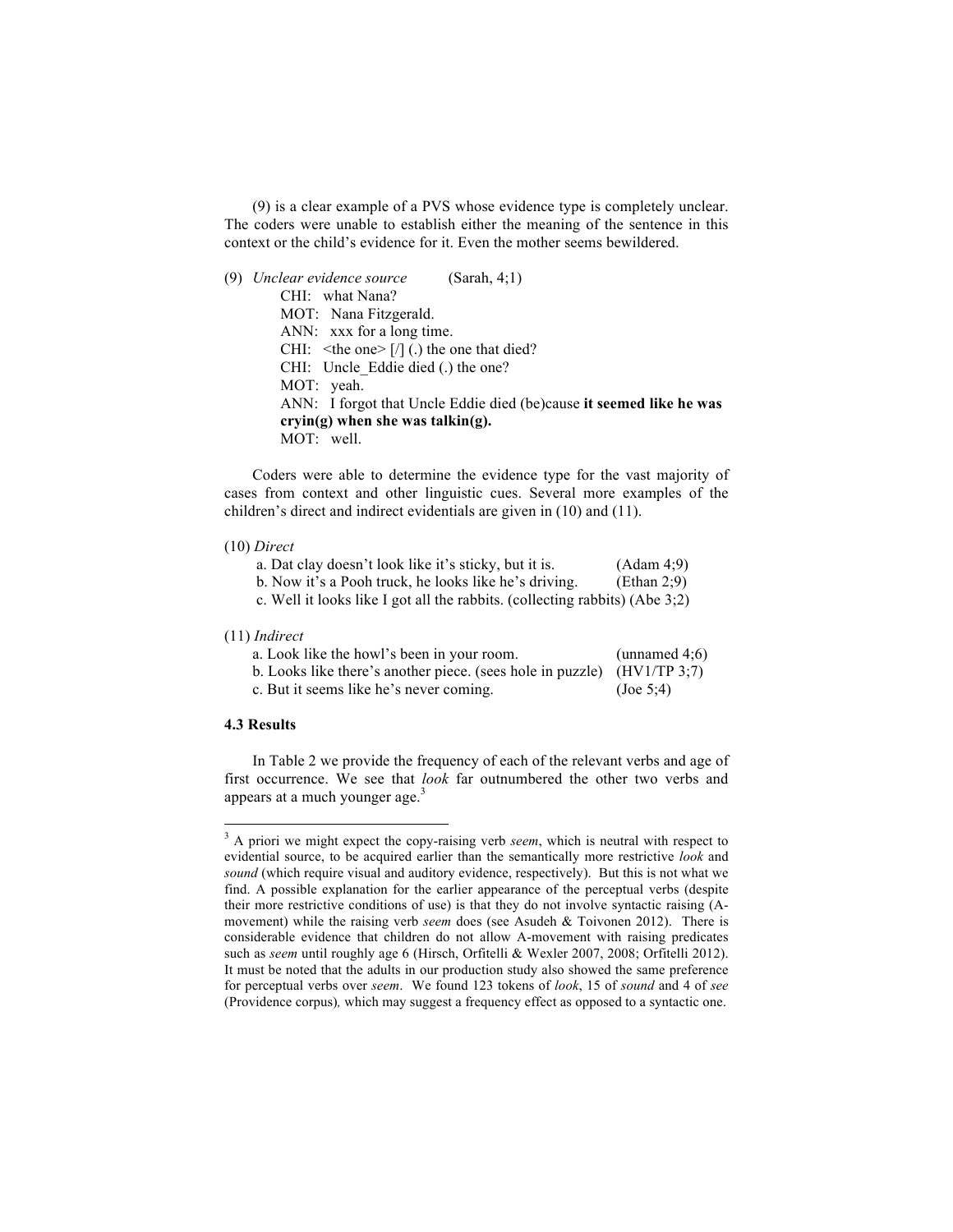(9) is a clear example of a PVS whose evidence type is completely unclear. The coders were unable to establish either the meaning of the sentence in this context or the child's evidence for it. Even the mother seems bewildered.

(9) *Unclear evidence source* (Sarah, 4;1)

CHI: what Nana?
MOT: Nana Fitzgerald.
ANN: xxx for a long time.
CHI: <the one> [/] (.) the one that died?
CHI: Uncle_Eddie died (.) the one?
MOT: yeah.
ANN: I forgot that Uncle Eddie died (be)cause **it seemed like he was cryin(g) when she was talkin(g).**
MOT: well.

Coders were able to determine the evidence type for the vast majority of cases from context and other linguistic cues. Several more examples of the children's direct and indirect evidentials are given in (10) and (11).

(10) *Direct*

a. Dat clay doesn't look like it's sticky, but it is. (Adam 4;9)
b. Now it's a Pooh truck, he looks like he's driving. (Ethan 2;9)
c. Well it looks like I got all the rabbits. (collecting rabbits) (Abe 3;2)

(11) *Indirect*

a. Look like the howl's been in your room. (unnamed 4;6)
b. Looks like there's another piece. (sees hole in puzzle) (HV1/TP 3;7)
c. But it seems like he's never coming. (Joe 5;4)

### 4.3 Results

In Table 2 we provide the frequency of each of the relevant verbs and age of first occurrence. We see that *look* far outnumbered the other two verbs and appears at a much younger age.[3]

[3] A priori we might expect the copy-raising verb *seem*, which is neutral with respect to evidential source, to be acquired earlier than the semantically more restrictive *look* and *sound* (which require visual and auditory evidence, respectively). But this is not what we find. A possible explanation for the earlier appearance of the perceptual verbs (despite their more restrictive conditions of use) is that they do not involve syntactic raising (A-movement) while the raising verb *seem* does (see Asudeh & Toivonen 2012). There is considerable evidence that children do not allow A-movement with raising predicates such as *seem* until roughly age 6 (Hirsch, Orfitelli & Wexler 2007, 2008; Orfitelli 2012). It must be noted that the adults in our production study also showed the same preference for perceptual verbs over *seem*. We found 123 tokens of *look*, 15 of *sound* and 4 of *see* (Providence corpus), which may suggest a frequency effect as opposed to a syntactic one.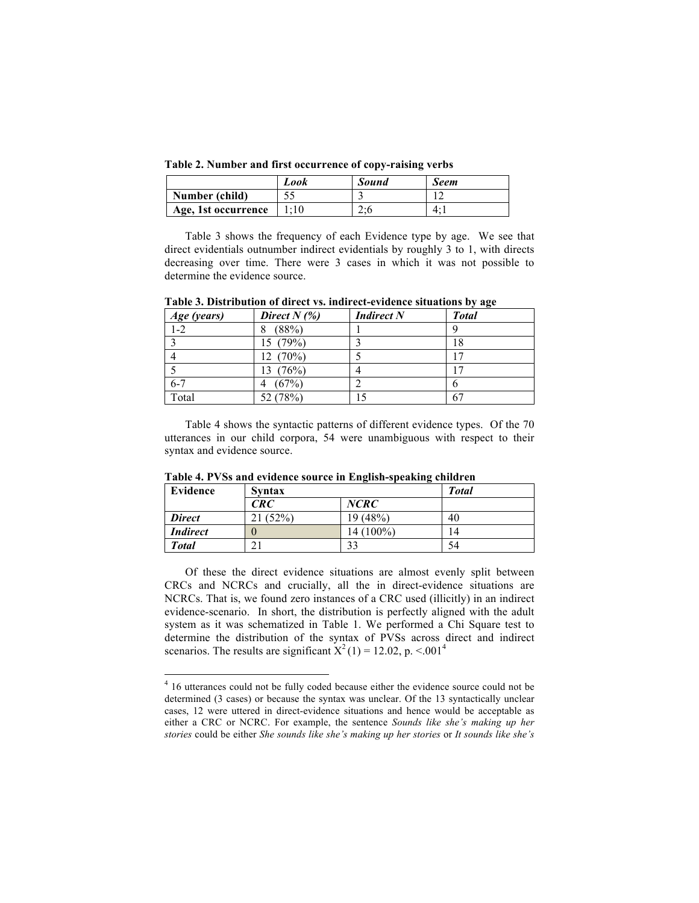**Table 2. Number and first occurrence of copy-raising verbs**

| | *Look* | *Sound* | *Seem* |
|---|---|---|---|
| **Number (child)** | 55 | 3 | 12 |
| **Age, 1st occurrence** | 1;10 | 2;6 | 4;1 |

Table 3 shows the frequency of each Evidence type by age. We see that direct evidentials outnumber indirect evidentials by roughly 3 to 1, with directs decreasing over time. There were 3 cases in which it was not possible to determine the evidence source.

**Table 3. Distribution of direct vs. indirect-evidence situations by age**

| *Age (years)* | *Direct N (%)* | *Indirect N* | *Total* |
|---|---|---|---|
| 1-2 | 8 (88%) | 1 | 9 |
| 3 | 15 (79%) | 3 | 18 |
| 4 | 12 (70%) | 5 | 17 |
| 5 | 13 (76%) | 4 | 17 |
| 6-7 | 4 (67%) | 2 | 6 |
| Total | 52 (78%) | 15 | 67 |

Table 4 shows the syntactic patterns of different evidence types. Of the 70 utterances in our child corpora, 54 were unambiguous with respect to their syntax and evidence source.

**Table 4. PVSs and evidence source in English-speaking children**

| **Evidence** | **Syntax** | | ***Total*** |
|---|---|---|---|
| | ***CRC*** | ***NCRC*** | |
| ***Direct*** | 21 (52%) | 19 (48%) | 40 |
| ***Indirect*** | 0 | 14 (100%) | 14 |
| ***Total*** | 21 | 33 | 54 |

Of these the direct evidence situations are almost evenly split between CRCs and NCRCs and crucially, all the in direct-evidence situations are NCRCs. That is, we found zero instances of a CRC used (illicitly) in an indirect evidence-scenario. In short, the distribution is perfectly aligned with the adult system as it was schematized in Table 1. We performed a Chi Square test to determine the distribution of the syntax of PVSs across direct and indirect scenarios. The results are significant $X^2(1) = 12.02$, p. <.001[4]

[4] 16 utterances could not be fully coded because either the evidence source could not be determined (3 cases) or because the syntax was unclear. Of the 13 syntactically unclear cases, 12 were uttered in direct-evidence situations and hence would be acceptable as either a CRC or NCRC. For example, the sentence *Sounds like she's making up her stories* could be either *She sounds like she's making up her stories* or *It sounds like she's*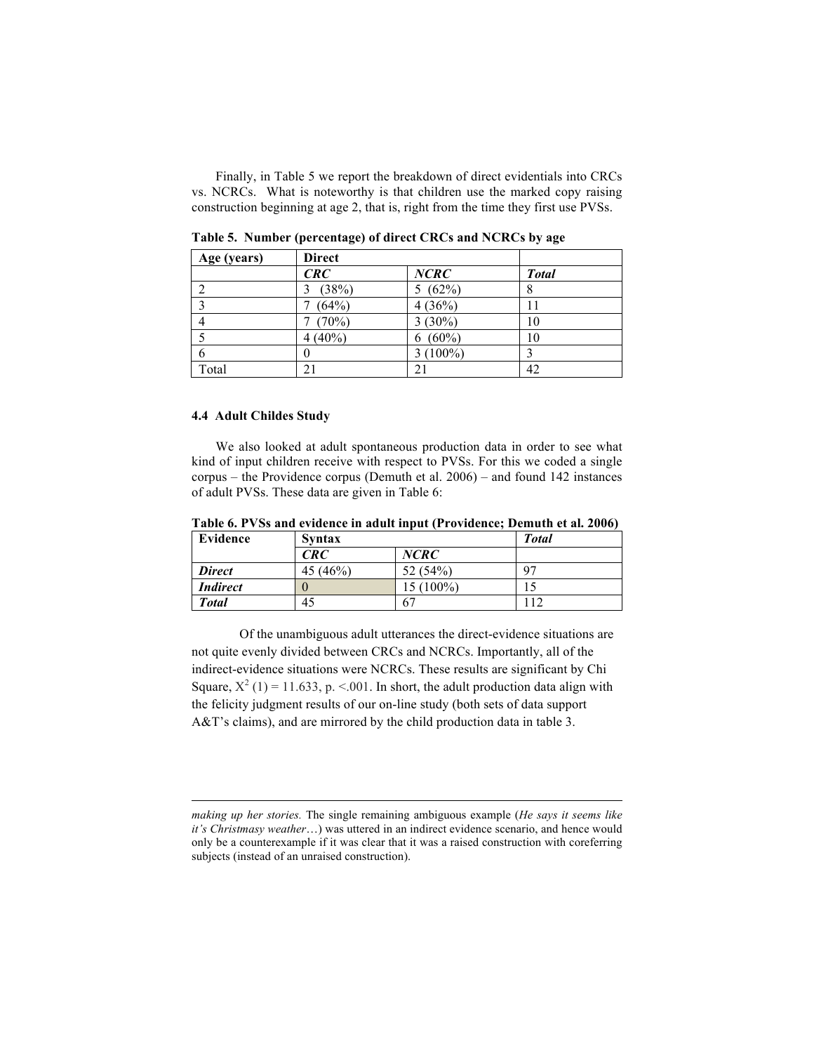Finally, in Table 5 we report the breakdown of direct evidentials into CRCs vs. NCRCs. What is noteworthy is that children use the marked copy raising construction beginning at age 2, that is, right from the time they first use PVSs.

**Table 5. Number (percentage) of direct CRCs and NCRCs by age**

| Age (years) | Direct | | |
|---|---|---|---|
| | ***CRC*** | ***NCRC*** | ***Total*** |
| 2 | 3 (38%) | 5 (62%) | 8 |
| 3 | 7 (64%) | 4 (36%) | 11 |
| 4 | 7 (70%) | 3 (30%) | 10 |
| 5 | 4 (40%) | 6 (60%) | 10 |
| 6 | 0 | 3 (100%) | 3 |
| Total | 21 | 21 | 42 |

### 4.4 Adult Childes Study

We also looked at adult spontaneous production data in order to see what kind of input children receive with respect to PVSs. For this we coded a single corpus – the Providence corpus (Demuth et al. 2006) – and found 142 instances of adult PVSs. These data are given in Table 6:

**Table 6. PVSs and evidence in adult input (Providence; Demuth et al. 2006)**

| Evidence | Syntax | | *Total* |
|---|---|---|---|
| | ***CRC*** | ***NCRC*** | |
| ***Direct*** | 45 (46%) | 52 (54%) | 97 |
| ***Indirect*** | 0 | 15 (100%) | 15 |
| ***Total*** | 45 | 67 | 112 |

Of the unambiguous adult utterances the direct-evidence situations are not quite evenly divided between CRCs and NCRCs. Importantly, all of the indirect-evidence situations were NCRCs. These results are significant by Chi Square, $X^2$ (1) = 11.633, p. <.001. In short, the adult production data align with the felicity judgment results of our on-line study (both sets of data support A&T's claims), and are mirrored by the child production data in table 3.

---

*making up her stories.* The single remaining ambiguous example (*He says it seems like it's Christmasy weather*…) was uttered in an indirect evidence scenario, and hence would only be a counterexample if it was clear that it was a raised construction with coreferring subjects (instead of an unraised construction).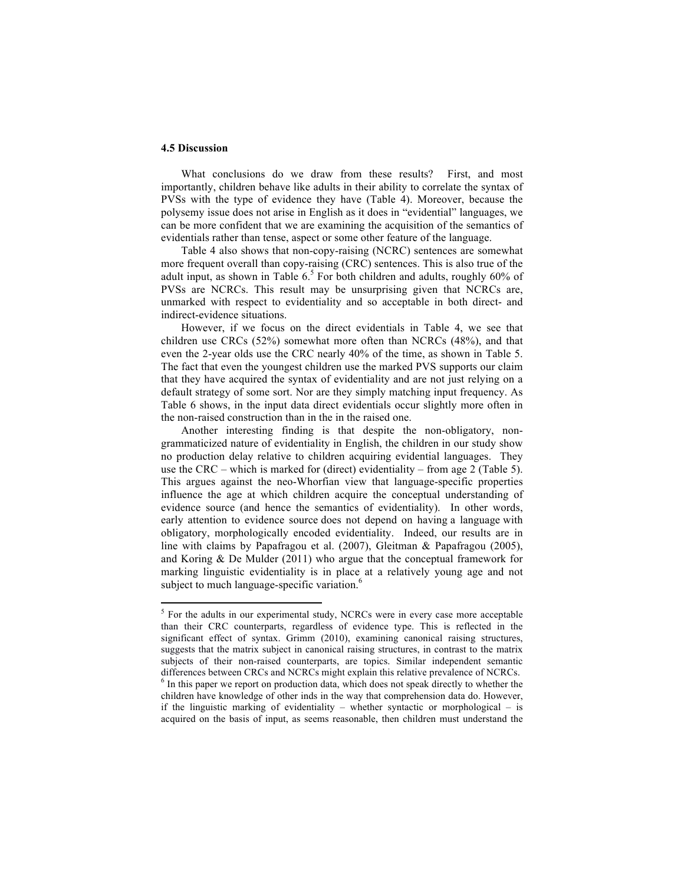### 4.5 Discussion

What conclusions do we draw from these results? First, and most importantly, children behave like adults in their ability to correlate the syntax of PVSs with the type of evidence they have (Table 4). Moreover, because the polysemy issue does not arise in English as it does in "evidential" languages, we can be more confident that we are examining the acquisition of the semantics of evidentials rather than tense, aspect or some other feature of the language.

Table 4 also shows that non-copy-raising (NCRC) sentences are somewhat more frequent overall than copy-raising (CRC) sentences. This is also true of the adult input, as shown in Table 6.[5] For both children and adults, roughly 60% of PVSs are NCRCs. This result may be unsurprising given that NCRCs are, unmarked with respect to evidentiality and so acceptable in both direct- and indirect-evidence situations.

However, if we focus on the direct evidentials in Table 4, we see that children use CRCs (52%) somewhat more often than NCRCs (48%), and that even the 2-year olds use the CRC nearly 40% of the time, as shown in Table 5. The fact that even the youngest children use the marked PVS supports our claim that they have acquired the syntax of evidentiality and are not just relying on a default strategy of some sort. Nor are they simply matching input frequency. As Table 6 shows, in the input data direct evidentials occur slightly more often in the non-raised construction than in the in the raised one.

Another interesting finding is that despite the non-obligatory, non-grammaticized nature of evidentiality in English, the children in our study show no production delay relative to children acquiring evidential languages. They use the CRC – which is marked for (direct) evidentiality – from age 2 (Table 5). This argues against the neo-Whorfian view that language-specific properties influence the age at which children acquire the conceptual understanding of evidence source (and hence the semantics of evidentiality). In other words, early attention to evidence source does not depend on having a language with obligatory, morphologically encoded evidentiality. Indeed, our results are in line with claims by Papafragou et al. (2007), Gleitman & Papafragou (2005), and Koring & De Mulder (2011) who argue that the conceptual framework for marking linguistic evidentiality is in place at a relatively young age and not subject to much language-specific variation.[6]

---

[5] For the adults in our experimental study, NCRCs were in every case more acceptable than their CRC counterparts, regardless of evidence type. This is reflected in the significant effect of syntax. Grimm (2010), examining canonical raising structures, suggests that the matrix subject in canonical raising structures, in contrast to the matrix subjects of their non-raised counterparts, are topics. Similar independent semantic differences between CRCs and NCRCs might explain this relative prevalence of NCRCs.

[6] In this paper we report on production data, which does not speak directly to whether the children have knowledge of other inds in the way that comprehension data do. However, if the linguistic marking of evidentiality – whether syntactic or morphological – is acquired on the basis of input, as seems reasonable, then children must understand the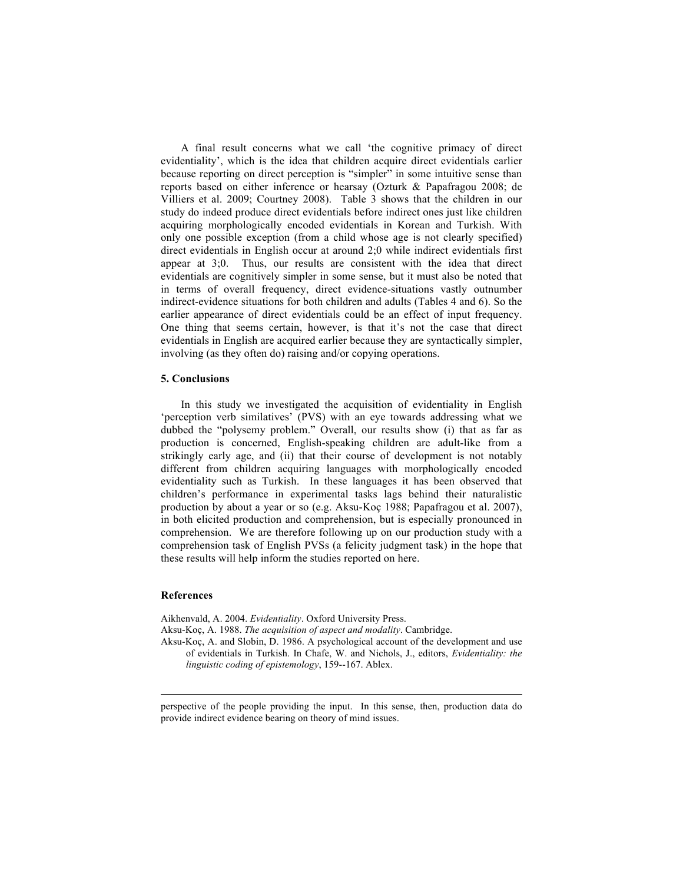A final result concerns what we call 'the cognitive primacy of direct evidentiality', which is the idea that children acquire direct evidentials earlier because reporting on direct perception is "simpler" in some intuitive sense than reports based on either inference or hearsay (Ozturk & Papafragou 2008; de Villiers et al. 2009; Courtney 2008). Table 3 shows that the children in our study do indeed produce direct evidentials before indirect ones just like children acquiring morphologically encoded evidentials in Korean and Turkish. With only one possible exception (from a child whose age is not clearly specified) direct evidentials in English occur at around 2;0 while indirect evidentials first appear at 3;0. Thus, our results are consistent with the idea that direct evidentials are cognitively simpler in some sense, but it must also be noted that in terms of overall frequency, direct evidence-situations vastly outnumber indirect-evidence situations for both children and adults (Tables 4 and 6). So the earlier appearance of direct evidentials could be an effect of input frequency. One thing that seems certain, however, is that it's not the case that direct evidentials in English are acquired earlier because they are syntactically simpler, involving (as they often do) raising and/or copying operations.

## 5. Conclusions

In this study we investigated the acquisition of evidentiality in English 'perception verb similatives' (PVS) with an eye towards addressing what we dubbed the "polysemy problem." Overall, our results show (i) that as far as production is concerned, English-speaking children are adult-like from a strikingly early age, and (ii) that their course of development is not notably different from children acquiring languages with morphologically encoded evidentiality such as Turkish. In these languages it has been observed that children's performance in experimental tasks lags behind their naturalistic production by about a year or so (e.g. Aksu-Koç 1988; Papafragou et al. 2007), in both elicited production and comprehension, but is especially pronounced in comprehension. We are therefore following up on our production study with a comprehension task of English PVSs (a felicity judgment task) in the hope that these results will help inform the studies reported on here.

## References

Aikhenvald, A. 2004. *Evidentiality*. Oxford University Press.

Aksu-Koç, A. 1988. *The acquisition of aspect and modality*. Cambridge.

Aksu-Koç, A. and Slobin, D. 1986. A psychological account of the development and use of evidentials in Turkish. In Chafe, W. and Nichols, J., editors, *Evidentiality: the linguistic coding of epistemology*, 159--167. Ablex.

---

perspective of the people providing the input. In this sense, then, production data do provide indirect evidence bearing on theory of mind issues.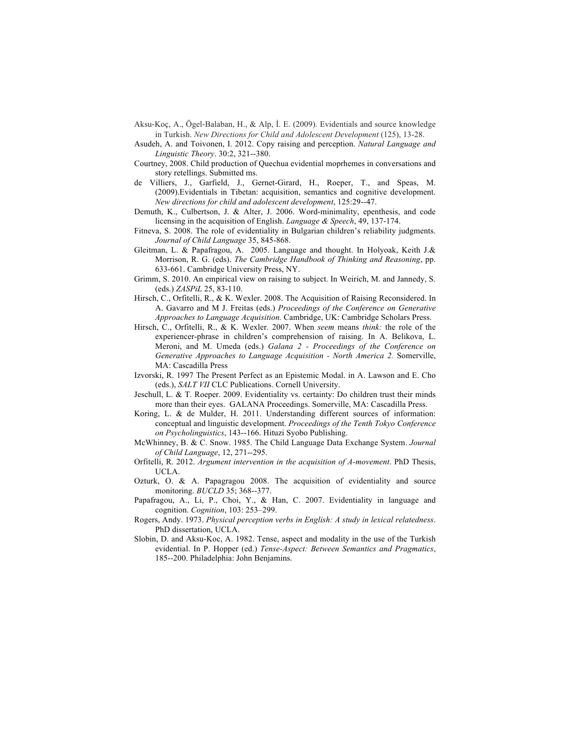Aksu-Koç, A., Ögel-Balaban, H., & Alp, İ. E. (2009). Evidentials and source knowledge in Turkish. *New Directions for Child and Adolescent Development* (125), 13-28.

Asudeh, A. and Toivonen, I. 2012. Copy raising and perception. *Natural Language and Linguistic Theory*. 30:2, 321--380.

Courtney, 2008. Child production of Quechua evidential moprhemes in conversations and story retellings. Submitted ms.

de Villiers, J., Garfield, J., Gernet-Girard, H., Roeper, T., and Speas, M. (2009).Evidentials in Tibetan: acquisition, semantics and cognitive development. *New directions for child and adolescent development*, 125:29--47.

Demuth, K., Culbertson, J. & Alter, J. 2006. Word-minimality, epenthesis, and code licensing in the acquisition of English. *Language & Speech*, 49, 137-174.

Fitneva, S. 2008. The role of evidentiality in Bulgarian children's reliability judgments. *Journal of Child Language* 35, 845-868.

Gleitman, L. & Papafragou, A. 2005. Language and thought. In Holyoak, Keith J.& Morrison, R. G. (eds). *The Cambridge Handbook of Thinking and Reasoning*, pp. 633-661. Cambridge University Press, NY.

Grimm, S. 2010. An empirical view on raising to subject. In Weirich, M. and Jannedy, S. (eds.) *ZASPiL* 25, 83-110.

Hirsch, C., Orfitelli, R., & K. Wexler. 2008. The Acquisition of Raising Reconsidered. In A. Gavarro and M J. Freitas (eds.) *Proceedings of the Conference on Generative Approaches to Language Acquisition.* Cambridge, UK: Cambridge Scholars Press.

Hirsch, C., Orfitelli, R., & K. Wexler. 2007. When *seem* means *think:* the role of the experiencer-phrase in children's comprehension of raising. In A. Belikova, L. Meroni, and M. Umeda (eds.) *Galana 2 - Proceedings of the Conference on Generative Approaches to Language Acquisition - North America 2.* Somerville, MA: Cascadilla Press

Izvorski, R. 1997 The Present Perfect as an Epistemic Modal. in A. Lawson and E. Cho (eds.), *SALT VII* CLC Publications. Cornell University.

Jeschull, L. & T. Roeper. 2009. Evidentiality vs. certainty: Do children trust their minds more than their eyes. GALANA Proceedings. Somerville, MA: Cascadilla Press.

Koring, L. & de Mulder, H. 2011. Understanding different sources of information: conceptual and linguistic development. *Proceedings of the Tenth Tokyo Conference on Psycholinguistics*, 143--166. Hituzi Syobo Publishing.

McWhinney, B. & C. Snow. 1985. The Child Language Data Exchange System. *Journal of Child Language*, 12, 271--295.

Orfitelli, R. 2012. *Argument intervention in the acquisition of A-movement*. PhD Thesis, UCLA.

Ozturk, O. & A. Papagragou 2008. The acquisition of evidentiality and source monitoring. *BUCLD* 35; 368--377.

Papafragou, A., Li, P., Choi, Y., & Han, C. 2007. Evidentiality in language and cognition. *Cognition*, 103: 253–299.

Rogers, Andy. 1973. *Physical perception verbs in English: A study in lexical relatedness*. PhD dissertation, UCLA.

Slobin, D. and Aksu-Koc, A. 1982. Tense, aspect and modality in the use of the Turkish evidential. In P. Hopper (ed.) *Tense-Aspect: Between Semantics and Pragmatics*, 185--200. Philadelphia: John Benjamins.